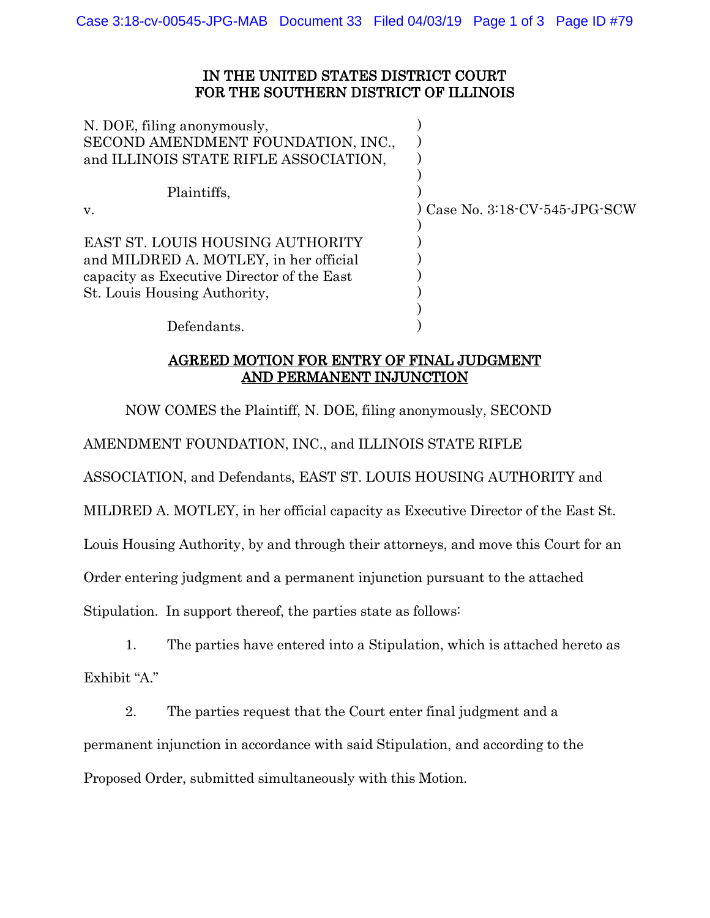# IN THE UNITED STATES DISTRICT COURT
# FOR THE SOUTHERN DISTRICT OF ILLINOIS

| | |
|---|---|
| N. DOE, filing anonymously,<br>SECOND AMENDMENT FOUNDATION, INC.,<br>and ILLINOIS STATE RIFLE ASSOCIATION,<br><br>Plaintiffs,<br><br>v.<br><br>EAST ST. LOUIS HOUSING AUTHORITY<br>and MILDRED A. MOTLEY, in her official<br>capacity as Executive Director of the East<br>St. Louis Housing Authority,<br><br>Defendants. | Case No. 3:18-CV-545-JPG-SCW |

## AGREED MOTION FOR ENTRY OF FINAL JUDGMENT AND PERMANENT INJUNCTION

NOW COMES the Plaintiff, N. DOE, filing anonymously, SECOND AMENDMENT FOUNDATION, INC., and ILLINOIS STATE RIFLE ASSOCIATION, and Defendants, EAST ST. LOUIS HOUSING AUTHORITY and MILDRED A. MOTLEY, in her official capacity as Executive Director of the East St. Louis Housing Authority, by and through their attorneys, and move this Court for an Order entering judgment and a permanent injunction pursuant to the attached Stipulation. In support thereof, the parties state as follows:

1. The parties have entered into a Stipulation, which is attached hereto as Exhibit "A."

2. The parties request that the Court enter final judgment and a permanent injunction in accordance with said Stipulation, and according to the Proposed Order, submitted simultaneously with this Motion.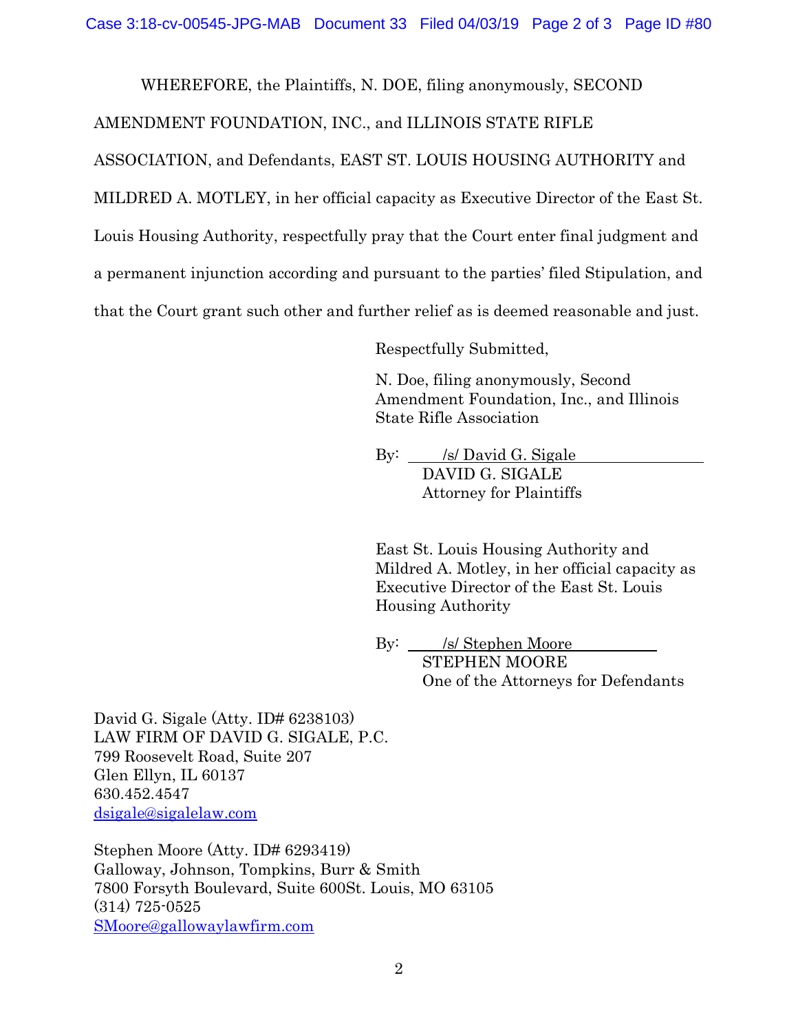WHEREFORE, the Plaintiffs, N. DOE, filing anonymously, SECOND AMENDMENT FOUNDATION, INC., and ILLINOIS STATE RIFLE ASSOCIATION, and Defendants, EAST ST. LOUIS HOUSING AUTHORITY and MILDRED A. MOTLEY, in her official capacity as Executive Director of the East St. Louis Housing Authority, respectfully pray that the Court enter final judgment and a permanent injunction according and pursuant to the parties' filed Stipulation, and that the Court grant such other and further relief as is deemed reasonable and just.

Respectfully Submitted,

N. Doe, filing anonymously, Second Amendment Foundation, Inc., and Illinois State Rifle Association

By: /s/ David G. Sigale
DAVID G. SIGALE
Attorney for Plaintiffs

East St. Louis Housing Authority and Mildred A. Motley, in her official capacity as Executive Director of the East St. Louis Housing Authority

By: /s/ Stephen Moore
STEPHEN MOORE
One of the Attorneys for Defendants

David G. Sigale (Atty. ID# 6238103)
LAW FIRM OF DAVID G. SIGALE, P.C.
799 Roosevelt Road, Suite 207
Glen Ellyn, IL 60137
630.452.4547
dsigale@sigalelaw.com

Stephen Moore (Atty. ID# 6293419)
Galloway, Johnson, Tompkins, Burr & Smith
7800 Forsyth Boulevard, Suite 600St. Louis, MO 63105
(314) 725-0525
SMoore@gallowaylawfirm.com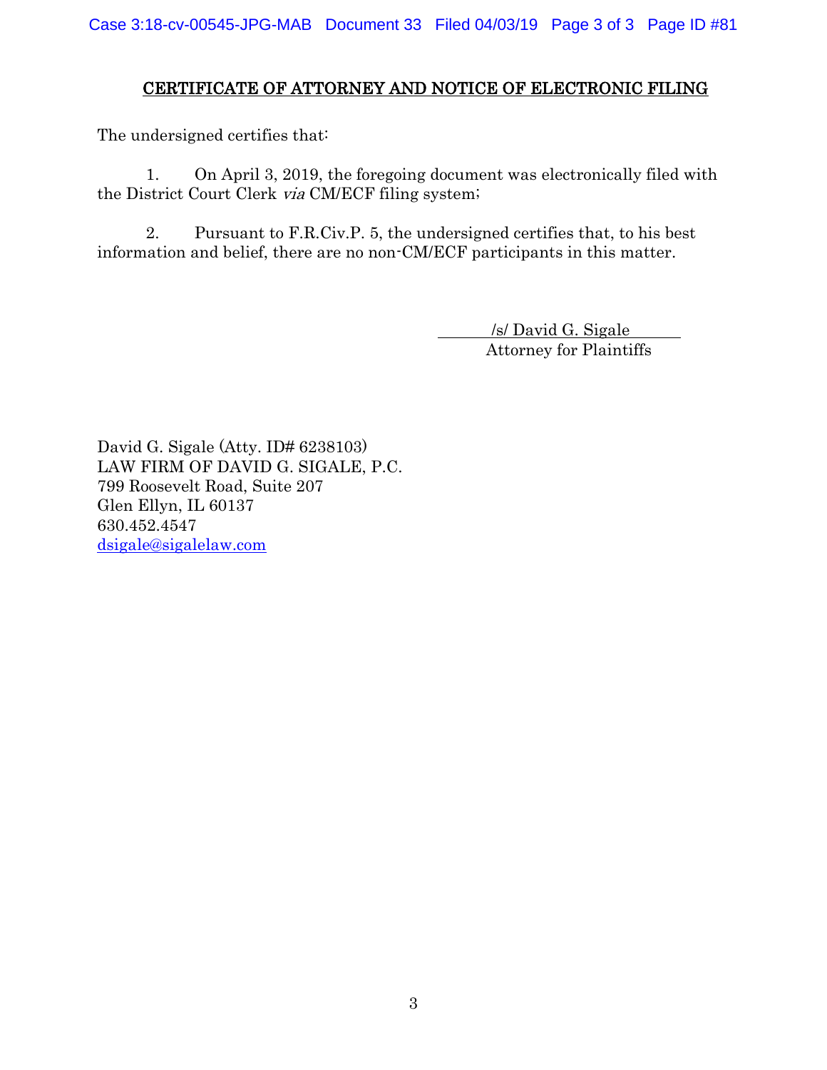## CERTIFICATE OF ATTORNEY AND NOTICE OF ELECTRONIC FILING

The undersigned certifies that:

1. On April 3, 2019, the foregoing document was electronically filed with the District Court Clerk *via* CM/ECF filing system;

2. Pursuant to F.R.Civ.P. 5, the undersigned certifies that, to his best information and belief, there are no non-CM/ECF participants in this matter.

/s/ David G. Sigale
Attorney for Plaintiffs

David G. Sigale (Atty. ID# 6238103)
LAW FIRM OF DAVID G. SIGALE, P.C.
799 Roosevelt Road, Suite 207
Glen Ellyn, IL 60137
630.452.4547
dsigale@sigalelaw.com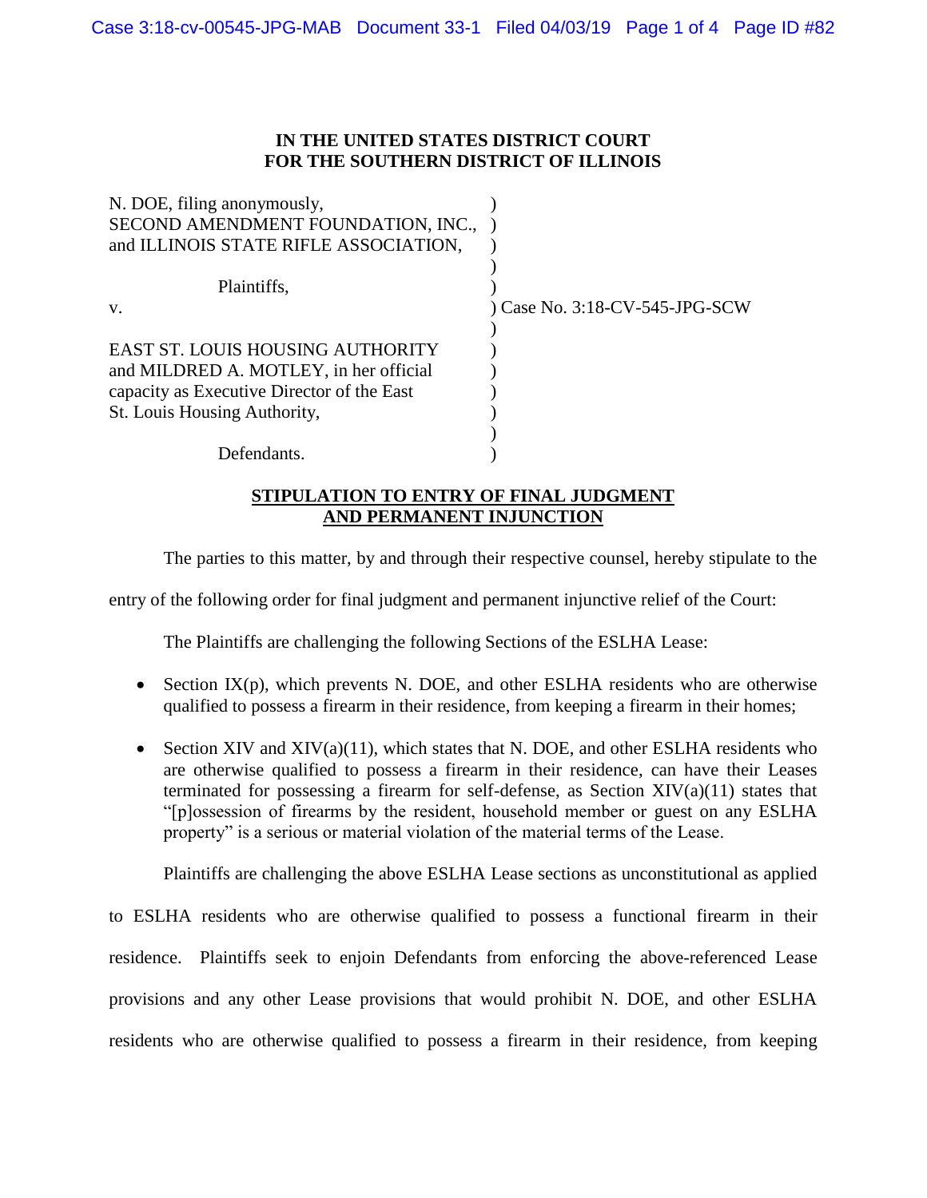**IN THE UNITED STATES DISTRICT COURT**
**FOR THE SOUTHERN DISTRICT OF ILLINOIS**

N. DOE, filing anonymously,
SECOND AMENDMENT FOUNDATION, INC.,
and ILLINOIS STATE RIFLE ASSOCIATION,

Plaintiffs,

v.

EAST ST. LOUIS HOUSING AUTHORITY
and MILDRED A. MOTLEY, in her official
capacity as Executive Director of the East
St. Louis Housing Authority,

Defendants.

Case No. 3:18-CV-545-JPG-SCW

**STIPULATION TO ENTRY OF FINAL JUDGMENT AND PERMANENT INJUNCTION**

The parties to this matter, by and through their respective counsel, hereby stipulate to the entry of the following order for final judgment and permanent injunctive relief of the Court:

The Plaintiffs are challenging the following Sections of the ESLHA Lease:

- Section IX(p), which prevents N. DOE, and other ESLHA residents who are otherwise qualified to possess a firearm in their residence, from keeping a firearm in their homes;
- Section XIV and XIV(a)(11), which states that N. DOE, and other ESLHA residents who are otherwise qualified to possess a firearm in their residence, can have their Leases terminated for possessing a firearm for self-defense, as Section XIV(a)(11) states that "[p]ossession of firearms by the resident, household member or guest on any ESLHA property" is a serious or material violation of the material terms of the Lease.

Plaintiffs are challenging the above ESLHA Lease sections as unconstitutional as applied to ESLHA residents who are otherwise qualified to possess a functional firearm in their residence. Plaintiffs seek to enjoin Defendants from enforcing the above-referenced Lease provisions and any other Lease provisions that would prohibit N. DOE, and other ESLHA residents who are otherwise qualified to possess a firearm in their residence, from keeping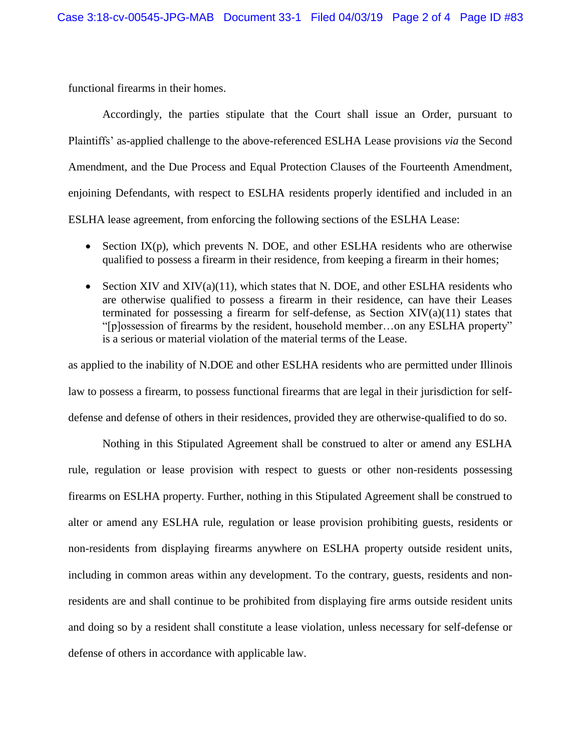functional firearms in their homes.

Accordingly, the parties stipulate that the Court shall issue an Order, pursuant to Plaintiffs' as-applied challenge to the above-referenced ESLHA Lease provisions *via* the Second Amendment, and the Due Process and Equal Protection Clauses of the Fourteenth Amendment, enjoining Defendants, with respect to ESLHA residents properly identified and included in an ESLHA lease agreement, from enforcing the following sections of the ESLHA Lease:

- Section IX(p), which prevents N. DOE, and other ESLHA residents who are otherwise qualified to possess a firearm in their residence, from keeping a firearm in their homes;
- Section XIV and XIV(a)(11), which states that N. DOE, and other ESLHA residents who are otherwise qualified to possess a firearm in their residence, can have their Leases terminated for possessing a firearm for self-defense, as Section XIV(a)(11) states that "[p]ossession of firearms by the resident, household member…on any ESLHA property" is a serious or material violation of the material terms of the Lease.

as applied to the inability of N.DOE and other ESLHA residents who are permitted under Illinois law to possess a firearm, to possess functional firearms that are legal in their jurisdiction for self-defense and defense of others in their residences, provided they are otherwise-qualified to do so.

Nothing in this Stipulated Agreement shall be construed to alter or amend any ESLHA rule, regulation or lease provision with respect to guests or other non-residents possessing firearms on ESLHA property. Further, nothing in this Stipulated Agreement shall be construed to alter or amend any ESLHA rule, regulation or lease provision prohibiting guests, residents or non-residents from displaying firearms anywhere on ESLHA property outside resident units, including in common areas within any development. To the contrary, guests, residents and non-residents are and shall continue to be prohibited from displaying fire arms outside resident units and doing so by a resident shall constitute a lease violation, unless necessary for self-defense or defense of others in accordance with applicable law.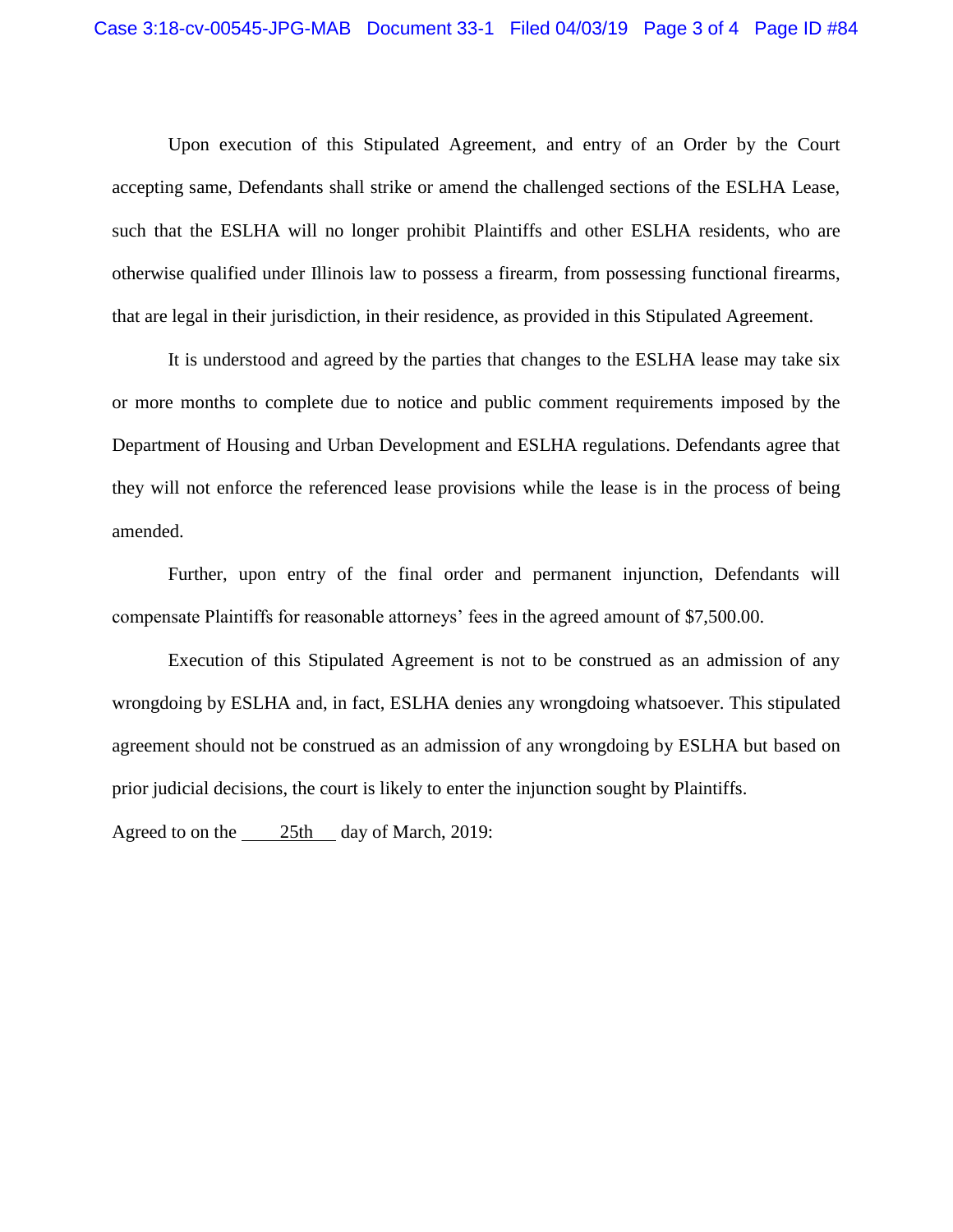Upon execution of this Stipulated Agreement, and entry of an Order by the Court accepting same, Defendants shall strike or amend the challenged sections of the ESLHA Lease, such that the ESLHA will no longer prohibit Plaintiffs and other ESLHA residents, who are otherwise qualified under Illinois law to possess a firearm, from possessing functional firearms, that are legal in their jurisdiction, in their residence, as provided in this Stipulated Agreement.

It is understood and agreed by the parties that changes to the ESLHA lease may take six or more months to complete due to notice and public comment requirements imposed by the Department of Housing and Urban Development and ESLHA regulations. Defendants agree that they will not enforce the referenced lease provisions while the lease is in the process of being amended.

Further, upon entry of the final order and permanent injunction, Defendants will compensate Plaintiffs for reasonable attorneys' fees in the agreed amount of $7,500.00.

Execution of this Stipulated Agreement is not to be construed as an admission of any wrongdoing by ESLHA and, in fact, ESLHA denies any wrongdoing whatsoever. This stipulated agreement should not be construed as an admission of any wrongdoing by ESLHA but based on prior judicial decisions, the court is likely to enter the injunction sought by Plaintiffs.

Agreed to on the 25th day of March, 2019: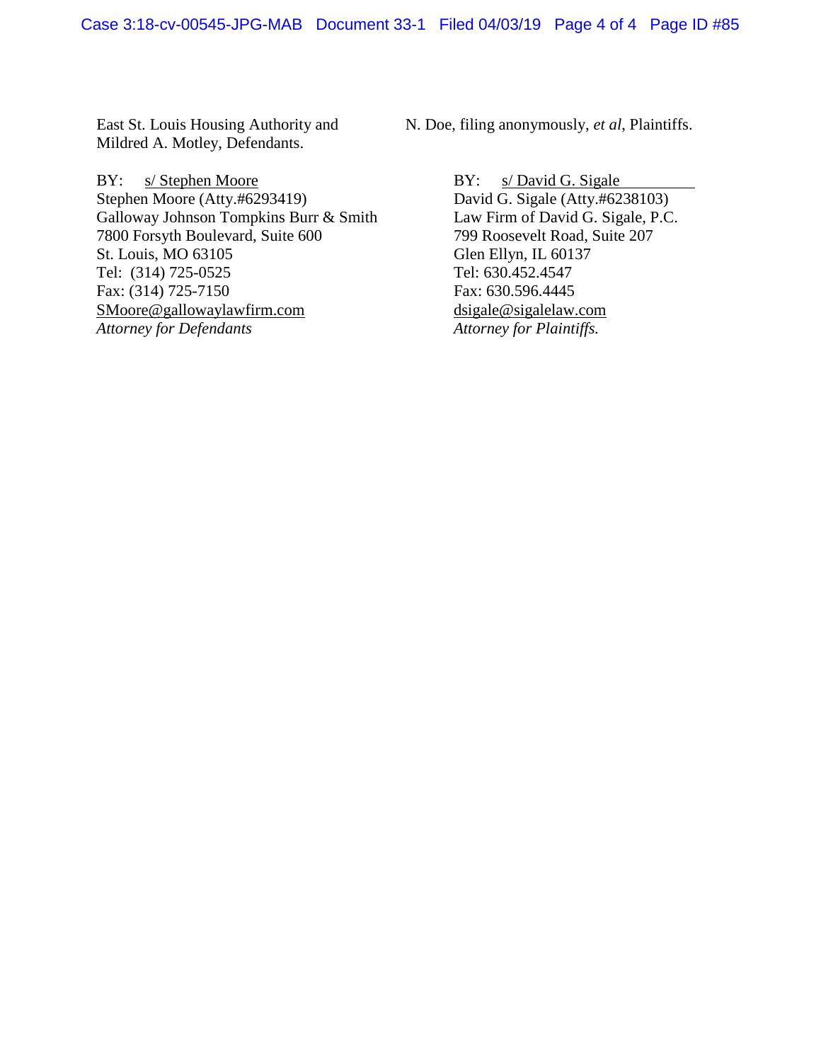East St. Louis Housing Authority and Mildred A. Motley, Defendants.

BY: s/ Stephen Moore
Stephen Moore (Atty.#6293419)
Galloway Johnson Tompkins Burr & Smith
7800 Forsyth Boulevard, Suite 600
St. Louis, MO 63105
Tel: (314) 725-0525
Fax: (314) 725-7150
SMoore@gallowaylawfirm.com
*Attorney for Defendants*

N. Doe, filing anonymously, *et al*, Plaintiffs.

BY: s/ David G. Sigale
David G. Sigale (Atty.#6238103)
Law Firm of David G. Sigale, P.C.
799 Roosevelt Road, Suite 207
Glen Ellyn, IL 60137
Tel: 630.452.4547
Fax: 630.596.4445
dsigale@sigalelaw.com
*Attorney for Plaintiffs.*